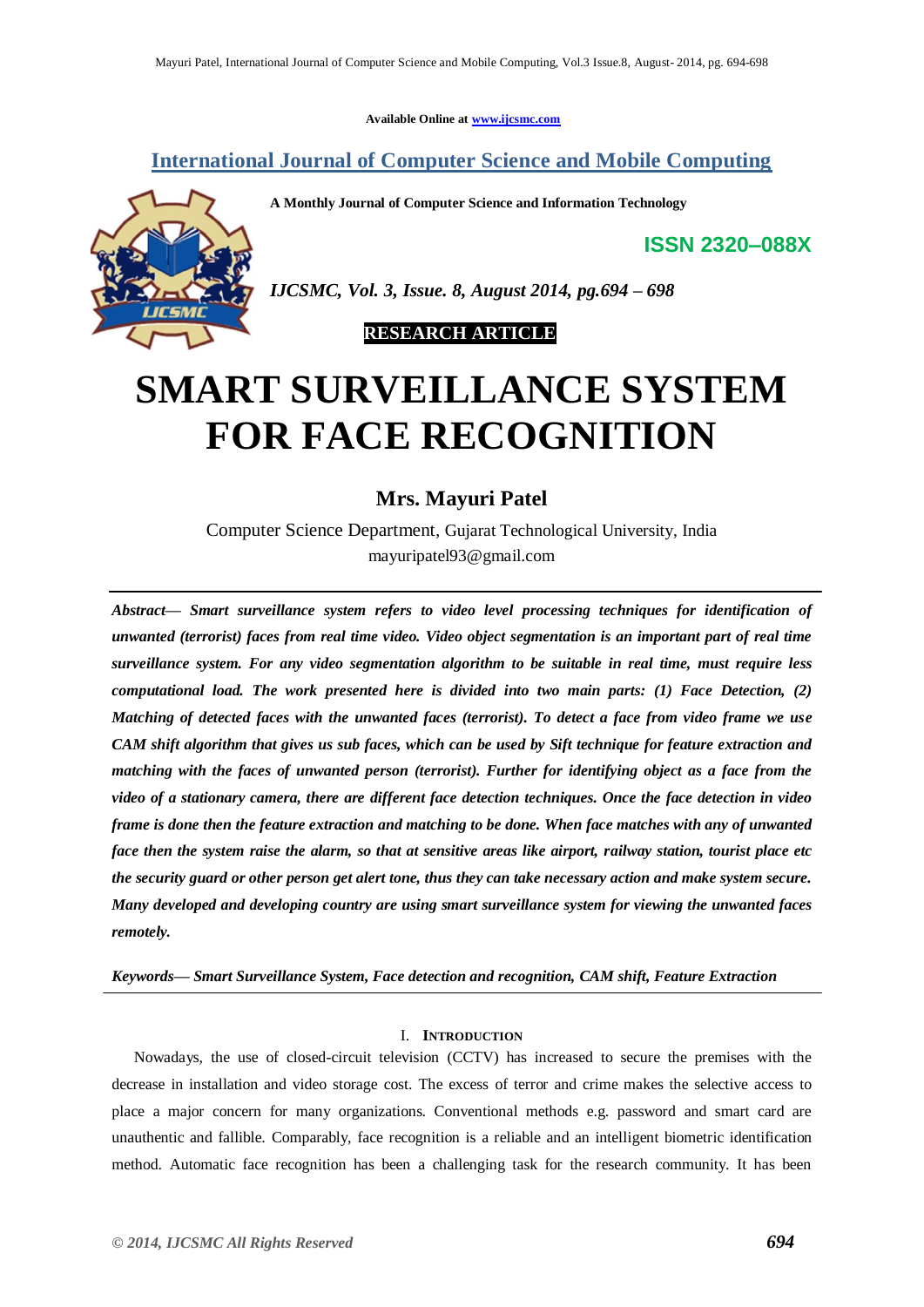Available Online at www.ijcsmc.com

# International Journal of Computer Science and Mobile Computing

**A Monthly Journal of Computer Science and Information Technology**

**ISSN 2320–088X**

*IJCSMC, Vol. 3, Issue. 8, August 2014, pg.694 – 698*

**RESEARCH ARTICLE**

# SMART SURVEILLANCE SYSTEM FOR FACE RECOGNITION

## Mrs. Mayuri Patel

Computer Science Department, Gujarat Technological University, India
mayuripatel93@gmail.com

***Abstract— Smart surveillance system refers to video level processing techniques for identification of unwanted (terrorist) faces from real time video. Video object segmentation is an important part of real time surveillance system. For any video segmentation algorithm to be suitable in real time, must require less computational load. The work presented here is divided into two main parts: (1) Face Detection, (2) Matching of detected faces with the unwanted faces (terrorist). To detect a face from video frame we use CAM shift algorithm that gives us sub faces, which can be used by Sift technique for feature extraction and matching with the faces of unwanted person (terrorist). Further for identifying object as a face from the video of a stationary camera, there are different face detection techniques. Once the face detection in video frame is done then the feature extraction and matching to be done. When face matches with any of unwanted face then the system raise the alarm, so that at sensitive areas like airport, railway station, tourist place etc the security guard or other person get alert tone, thus they can take necessary action and make system secure. Many developed and developing country are using smart surveillance system for viewing the unwanted faces remotely.***

***Keywords— Smart Surveillance System, Face detection and recognition, CAM shift, Feature Extraction***

## I. INTRODUCTION

Nowadays, the use of closed-circuit television (CCTV) has increased to secure the premises with the decrease in installation and video storage cost. The excess of terror and crime makes the selective access to place a major concern for many organizations. Conventional methods e.g. password and smart card are unauthentic and fallible. Comparably, face recognition is a reliable and an intelligent biometric identification method. Automatic face recognition has been a challenging task for the research community. It has been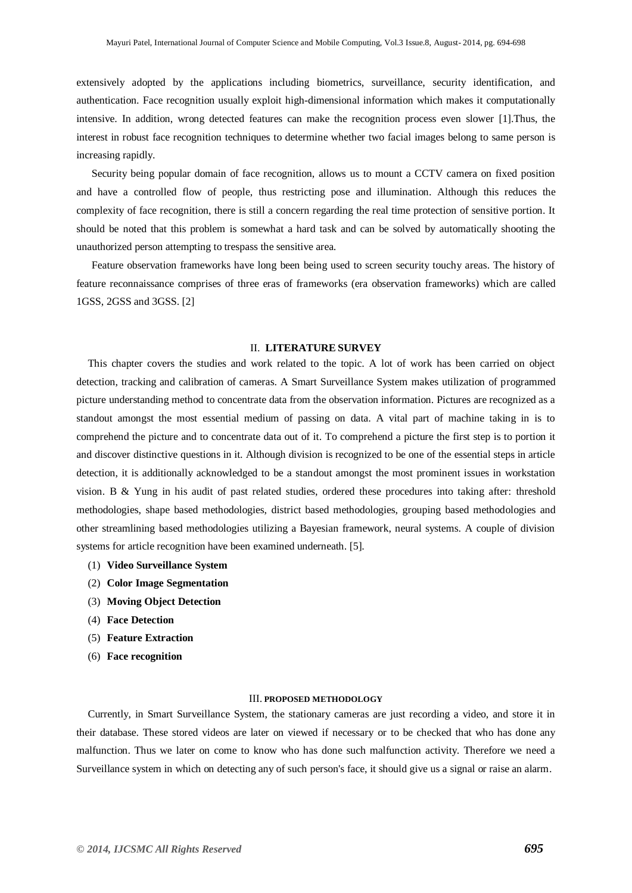extensively adopted by the applications including biometrics, surveillance, security identification, and authentication. Face recognition usually exploit high-dimensional information which makes it computationally intensive. In addition, wrong detected features can make the recognition process even slower [1].Thus, the interest in robust face recognition techniques to determine whether two facial images belong to same person is increasing rapidly.

Security being popular domain of face recognition, allows us to mount a CCTV camera on fixed position and have a controlled flow of people, thus restricting pose and illumination. Although this reduces the complexity of face recognition, there is still a concern regarding the real time protection of sensitive portion. It should be noted that this problem is somewhat a hard task and can be solved by automatically shooting the unauthorized person attempting to trespass the sensitive area.

Feature observation frameworks have long been being used to screen security touchy areas. The history of feature reconnaissance comprises of three eras of frameworks (era observation frameworks) which are called 1GSS, 2GSS and 3GSS. [2]

## II. LITERATURE SURVEY

This chapter covers the studies and work related to the topic. A lot of work has been carried on object detection, tracking and calibration of cameras. A Smart Surveillance System makes utilization of programmed picture understanding method to concentrate data from the observation information. Pictures are recognized as a standout amongst the most essential medium of passing on data. A vital part of machine taking in is to comprehend the picture and to concentrate data out of it. To comprehend a picture the first step is to portion it and discover distinctive questions in it. Although division is recognized to be one of the essential steps in article detection, it is additionally acknowledged to be a standout amongst the most prominent issues in workstation vision. B & Yung in his audit of past related studies, ordered these procedures into taking after: threshold methodologies, shape based methodologies, district based methodologies, grouping based methodologies and other streamlining based methodologies utilizing a Bayesian framework, neural systems. A couple of division systems for article recognition have been examined underneath. [5].

(1) **Video Surveillance System**
(2) **Color Image Segmentation**
(3) **Moving Object Detection**
(4) **Face Detection**
(5) **Feature Extraction**
(6) **Face recognition**

## III. PROPOSED METHODOLOGY

Currently, in Smart Surveillance System, the stationary cameras are just recording a video, and store it in their database. These stored videos are later on viewed if necessary or to be checked that who has done any malfunction. Thus we later on come to know who has done such malfunction activity. Therefore we need a Surveillance system in which on detecting any of such person's face, it should give us a signal or raise an alarm.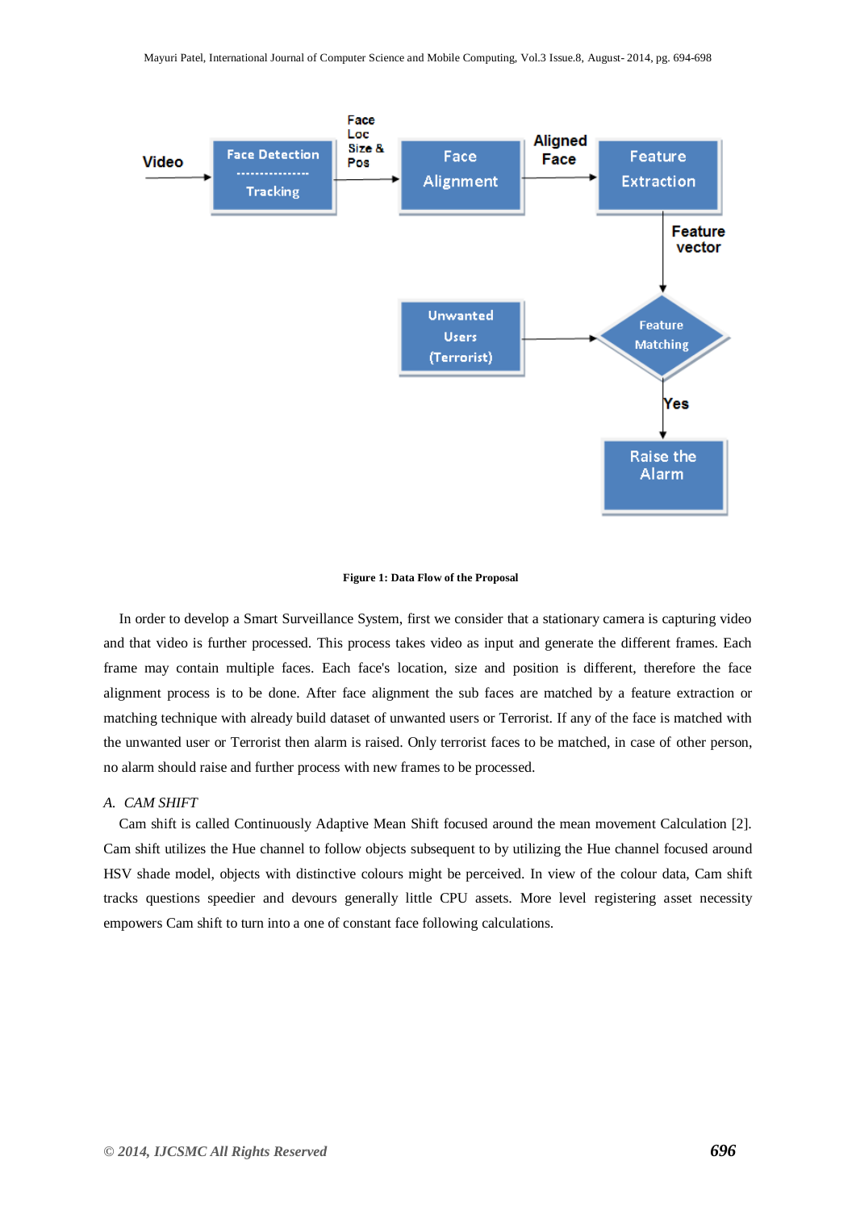**Figure 1: Data Flow of the Proposal**

In order to develop a Smart Surveillance System, first we consider that a stationary camera is capturing video and that video is further processed. This process takes video as input and generate the different frames. Each frame may contain multiple faces. Each face's location, size and position is different, therefore the face alignment process is to be done. After face alignment the sub faces are matched by a feature extraction or matching technique with already build dataset of unwanted users or Terrorist. If any of the face is matched with the unwanted user or Terrorist then alarm is raised. Only terrorist faces to be matched, in case of other person, no alarm should raise and further process with new frames to be processed.

### *A. CAM SHIFT*

Cam shift is called Continuously Adaptive Mean Shift focused around the mean movement Calculation [2]. Cam shift utilizes the Hue channel to follow objects subsequent to by utilizing the Hue channel focused around HSV shade model, objects with distinctive colours might be perceived. In view of the colour data, Cam shift tracks questions speedier and devours generally little CPU assets. More level registering asset necessity empowers Cam shift to turn into a one of constant face following calculations.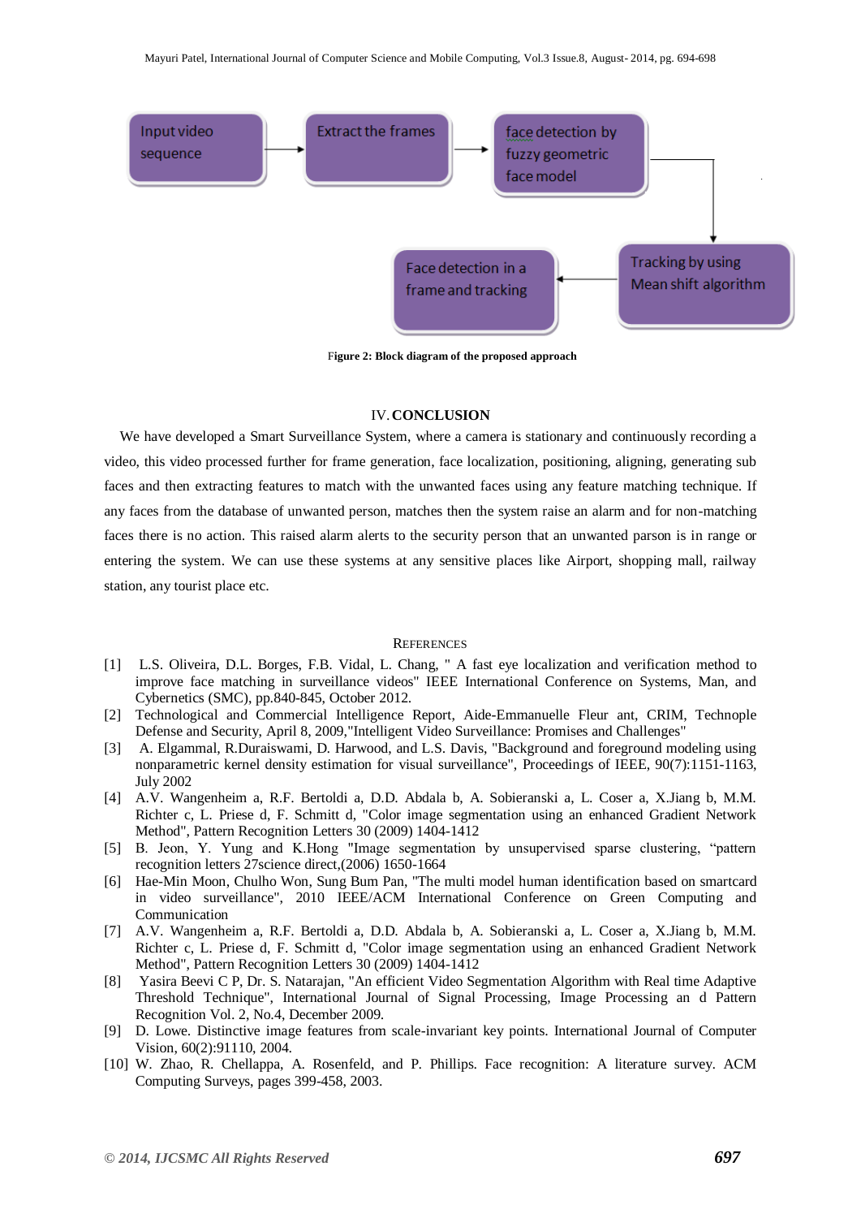Input video sequence → Extract the frames → face detection by fuzzy geometric face model → Tracking by using Mean shift algorithm → Face detection in a frame and tracking

Figure 2: Block diagram of the proposed approach

## IV. CONCLUSION

We have developed a Smart Surveillance System, where a camera is stationary and continuously recording a video, this video processed further for frame generation, face localization, positioning, aligning, generating sub faces and then extracting features to match with the unwanted faces using any feature matching technique. If any faces from the database of unwanted person, matches then the system raise an alarm and for non-matching faces there is no action. This raised alarm alerts to the security person that an unwanted parson is in range or entering the system. We can use these systems at any sensitive places like Airport, shopping mall, railway station, any tourist place etc.

## REFERENCES

[1] L.S. Oliveira, D.L. Borges, F.B. Vidal, L. Chang, " A fast eye localization and verification method to improve face matching in surveillance videos" IEEE International Conference on Systems, Man, and Cybernetics (SMC), pp.840-845, October 2012.

[2] Technological and Commercial Intelligence Report, Aide-Emmanuelle Fleur ant, CRIM, Technople Defense and Security, April 8, 2009,"Intelligent Video Surveillance: Promises and Challenges"

[3] A. Elgammal, R.Duraiswami, D. Harwood, and L.S. Davis, "Background and foreground modeling using nonparametric kernel density estimation for visual surveillance", Proceedings of IEEE, 90(7):1151-1163, July 2002

[4] A.V. Wangenheim a, R.F. Bertoldi a, D.D. Abdala b, A. Sobieranski a, L. Coser a, X.Jiang b, M.M. Richter c, L. Priese d, F. Schmitt d, "Color image segmentation using an enhanced Gradient Network Method", Pattern Recognition Letters 30 (2009) 1404-1412

[5] B. Jeon, Y. Yung and K.Hong "Image segmentation by unsupervised sparse clustering, "pattern recognition letters 27science direct,(2006) 1650-1664

[6] Hae-Min Moon, Chulho Won, Sung Bum Pan, "The multi model human identification based on smartcard in video surveillance", 2010 IEEE/ACM International Conference on Green Computing and Communication

[7] A.V. Wangenheim a, R.F. Bertoldi a, D.D. Abdala b, A. Sobieranski a, L. Coser a, X.Jiang b, M.M. Richter c, L. Priese d, F. Schmitt d, "Color image segmentation using an enhanced Gradient Network Method", Pattern Recognition Letters 30 (2009) 1404-1412

[8] Yasira Beevi C P, Dr. S. Natarajan, "An efficient Video Segmentation Algorithm with Real time Adaptive Threshold Technique", International Journal of Signal Processing, Image Processing an d Pattern Recognition Vol. 2, No.4, December 2009.

[9] D. Lowe. Distinctive image features from scale-invariant key points. International Journal of Computer Vision, 60(2):91110, 2004.

[10] W. Zhao, R. Chellappa, A. Rosenfeld, and P. Phillips. Face recognition: A literature survey. ACM Computing Surveys, pages 399-458, 2003.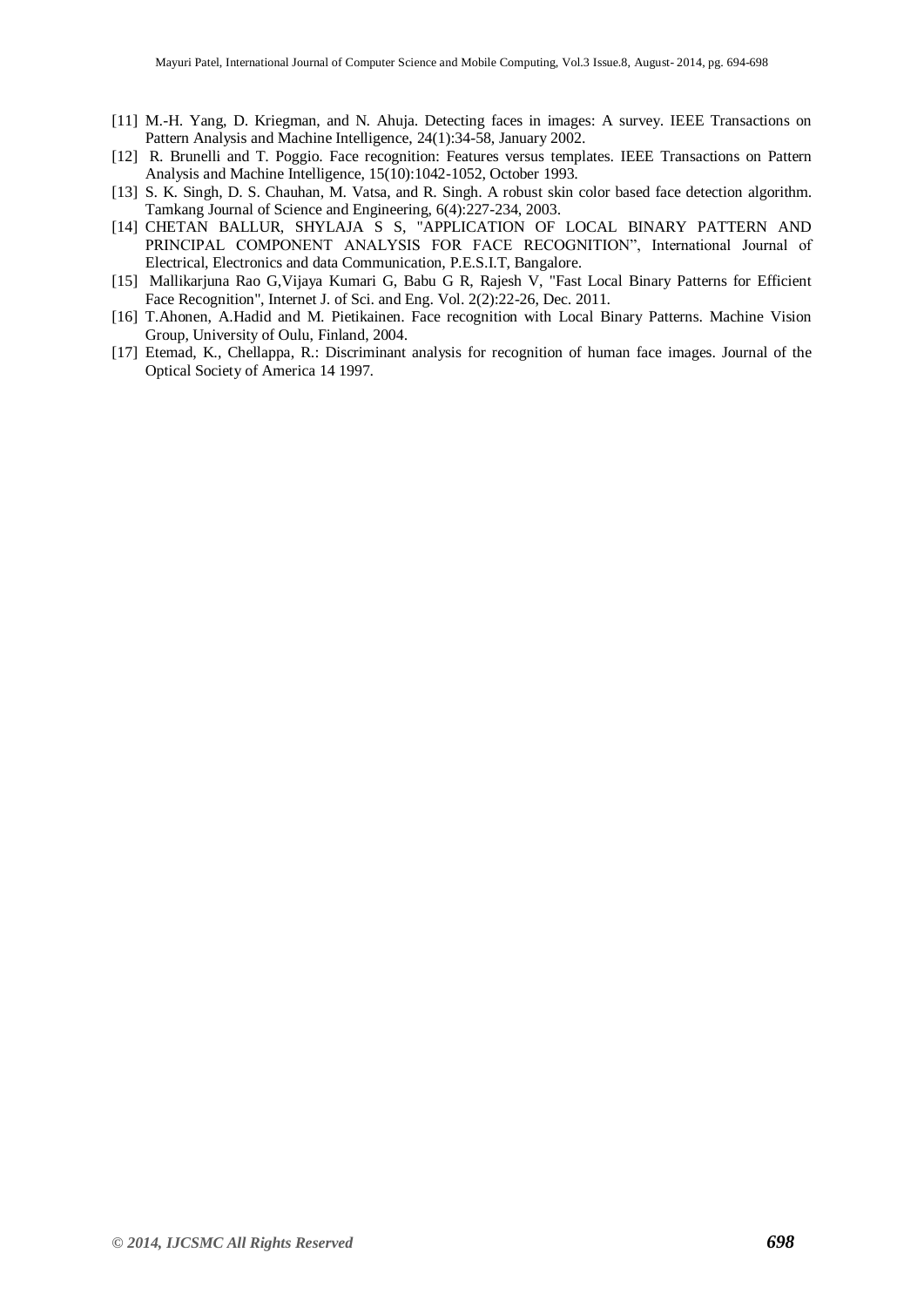[11] M.-H. Yang, D. Kriegman, and N. Ahuja. Detecting faces in images: A survey. IEEE Transactions on Pattern Analysis and Machine Intelligence, 24(1):34-58, January 2002.

[12] R. Brunelli and T. Poggio. Face recognition: Features versus templates. IEEE Transactions on Pattern Analysis and Machine Intelligence, 15(10):1042-1052, October 1993.

[13] S. K. Singh, D. S. Chauhan, M. Vatsa, and R. Singh. A robust skin color based face detection algorithm. Tamkang Journal of Science and Engineering, 6(4):227-234, 2003.

[14] CHETAN BALLUR, SHYLAJA S S, "APPLICATION OF LOCAL BINARY PATTERN AND PRINCIPAL COMPONENT ANALYSIS FOR FACE RECOGNITION", International Journal of Electrical, Electronics and data Communication, P.E.S.I.T, Bangalore.

[15] Mallikarjuna Rao G,Vijaya Kumari G, Babu G R, Rajesh V, "Fast Local Binary Patterns for Efficient Face Recognition", Internet J. of Sci. and Eng. Vol. 2(2):22-26, Dec. 2011.

[16] T.Ahonen, A.Hadid and M. Pietikainen. Face recognition with Local Binary Patterns. Machine Vision Group, University of Oulu, Finland, 2004.

[17] Etemad, K., Chellappa, R.: Discriminant analysis for recognition of human face images. Journal of the Optical Society of America 14 1997.